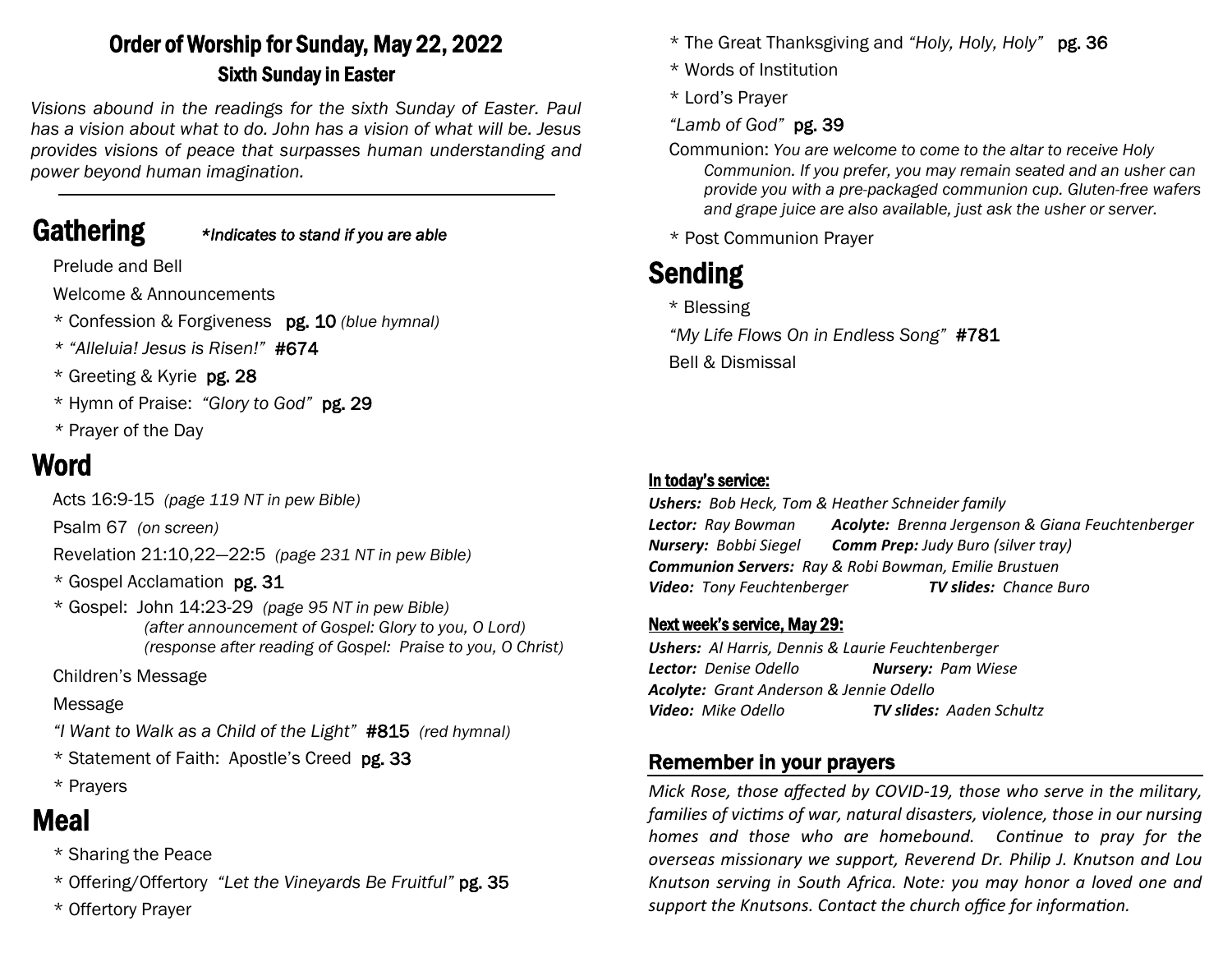# Order of Worship for Sunday, May 22, 2022

### Sixth Sunday in Easter

*Visions abound in the readings for the sixth Sunday of Easter. Paul has a vision about what to do. John has a vision of what will be. Jesus provides visions of peace that surpasses human understanding and power beyond human imagination.*

---

## Gathering

*\*Indicates to stand if you are able*

Prelude and Bell

Welcome & Announcements

* Confession & Forgiveness **pg. 10** *(blue hymnal)*

* *"Alleluia! Jesus is Risen!"* **#674**

* Greeting & Kyrie **pg. 28**

* Hymn of Praise: *"Glory to God"* **pg. 29**

* Prayer of the Day

## Word

Acts 16:9-15 *(page 119 NT in pew Bible)*

Psalm 67 *(on screen)*

Revelation 21:10,22—22:5 *(page 231 NT in pew Bible)*

* Gospel Acclamation **pg. 31**

* Gospel: John 14:23-29 *(page 95 NT in pew Bible)*
*(after announcement of Gospel: Glory to you, O Lord)*
*(response after reading of Gospel: Praise to you, O Christ)*

Children's Message

Message

*"I Want to Walk as a Child of the Light"* **#815** *(red hymnal)*

* Statement of Faith: Apostle's Creed **pg. 33**

* Prayers

## Meal

* Sharing the Peace

* Offering/Offertory *"Let the Vineyards Be Fruitful"* **pg. 35**

* Offertory Prayer

* The Great Thanksgiving and *"Holy, Holy, Holy"* **pg. 36**

* Words of Institution

* Lord's Prayer

*"Lamb of God"* **pg. 39**

Communion: *You are welcome to come to the altar to receive Holy Communion. If you prefer, you may remain seated and an usher can provide you with a pre-packaged communion cup. Gluten-free wafers and grape juice are also available, just ask the usher or server.*

* Post Communion Prayer

## Sending

* Blessing

*"My Life Flows On in Endless Song"* **#781**

Bell & Dismissal

### In today's service:

***Ushers:*** *Bob Heck, Tom & Heather Schneider family*
***Lector:*** *Ray Bowman* ***Acolyte:*** *Brenna Jergenson & Giana Feuchtenberger*
***Nursery:*** *Bobbi Siegel* ***Comm Prep:*** *Judy Buro (silver tray)*
***Communion Servers:*** *Ray & Robi Bowman, Emilie Brustuen*
***Video:*** *Tony Feuchtenberger* ***TV slides:*** *Chance Buro*

### Next week's service, May 29:

***Ushers:*** *Al Harris, Dennis & Laurie Feuchtenberger*
***Lector:*** *Denise Odello* ***Nursery:*** *Pam Wiese*
***Acolyte:*** *Grant Anderson & Jennie Odello*
***Video:*** *Mike Odello* ***TV slides:*** *Aaden Schultz*

### Remember in your prayers

*Mick Rose, those affected by COVID-19, those who serve in the military, families of victims of war, natural disasters, violence, those in our nursing homes and those who are homebound. Continue to pray for the overseas missionary we support, Reverend Dr. Philip J. Knutson and Lou Knutson serving in South Africa. Note: you may honor a loved one and support the Knutsons. Contact the church office for information.*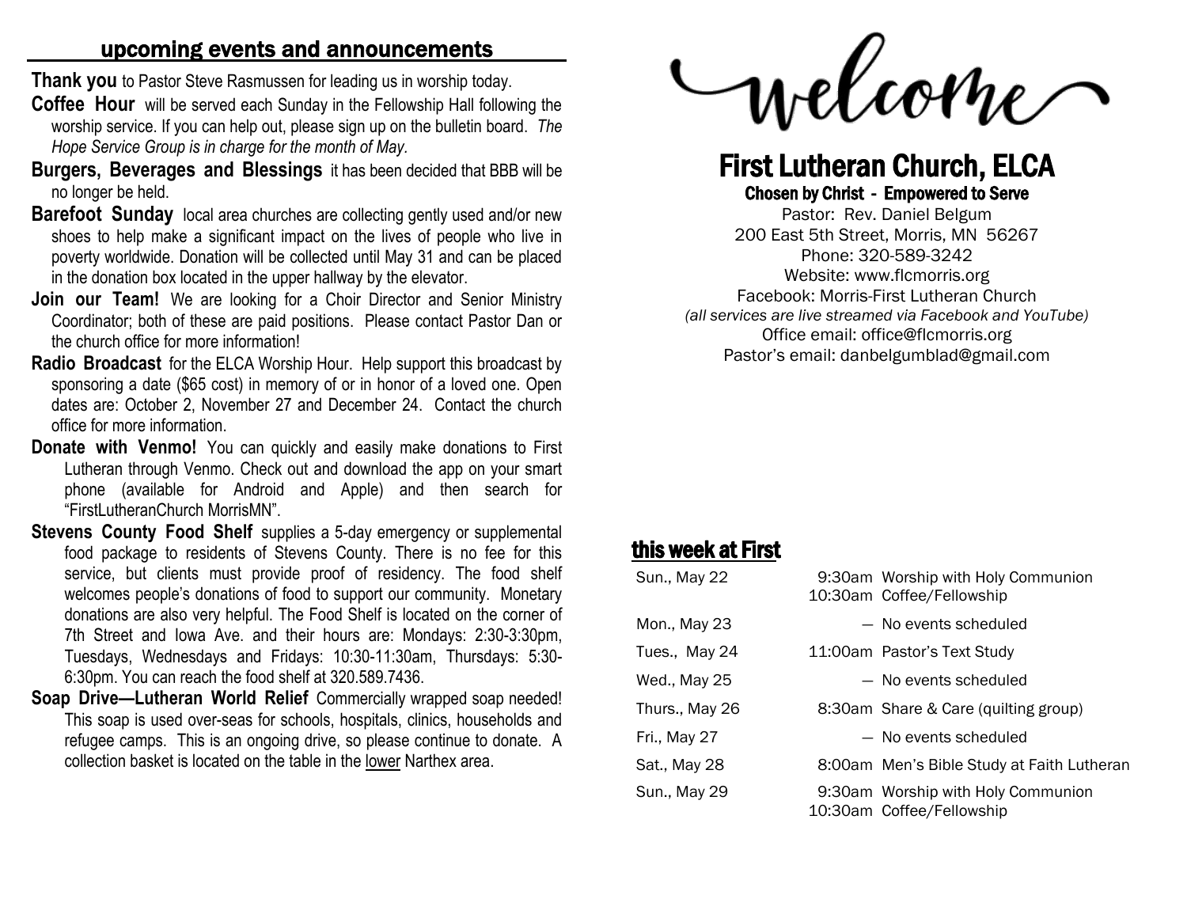## upcoming events and announcements

**Thank you** to Pastor Steve Rasmussen for leading us in worship today.

**Coffee Hour** will be served each Sunday in the Fellowship Hall following the worship service. If you can help out, please sign up on the bulletin board. *The Hope Service Group is in charge for the month of May.*

**Burgers, Beverages and Blessings** it has been decided that BBB will be no longer be held.

**Barefoot Sunday** local area churches are collecting gently used and/or new shoes to help make a significant impact on the lives of people who live in poverty worldwide. Donation will be collected until May 31 and can be placed in the donation box located in the upper hallway by the elevator.

**Join our Team!** We are looking for a Choir Director and Senior Ministry Coordinator; both of these are paid positions. Please contact Pastor Dan or the church office for more information!

**Radio Broadcast** for the ELCA Worship Hour. Help support this broadcast by sponsoring a date ($65 cost) in memory of or in honor of a loved one. Open dates are: October 2, November 27 and December 24. Contact the church office for more information.

**Donate with Venmo!** You can quickly and easily make donations to First Lutheran through Venmo. Check out and download the app on your smart phone (available for Android and Apple) and then search for "FirstLutheranChurch MorrisMN".

**Stevens County Food Shelf** supplies a 5-day emergency or supplemental food package to residents of Stevens County. There is no fee for this service, but clients must provide proof of residency. The food shelf welcomes people's donations of food to support our community. Monetary donations are also very helpful. The Food Shelf is located on the corner of 7th Street and Iowa Ave. and their hours are: Mondays: 2:30-3:30pm, Tuesdays, Wednesdays and Fridays: 10:30-11:30am, Thursdays: 5:30-6:30pm. You can reach the food shelf at 320.589.7436.

**Soap Drive—Lutheran World Relief** Commercially wrapped soap needed! This soap is used over-seas for schools, hospitals, clinics, households and refugee camps. This is an ongoing drive, so please continue to donate. A collection basket is located on the table in the lower Narthex area.

# welcome

# First Lutheran Church, ELCA

**Chosen by Christ - Empowered to Serve**

Pastor: Rev. Daniel Belgum
200 East 5th Street, Morris, MN 56267
Phone: 320-589-3242
Website: www.flcmorris.org
Facebook: Morris-First Lutheran Church
*(all services are live streamed via Facebook and YouTube)*
Office email: office@flcmorris.org
Pastor's email: danbelgumblad@gmail.com

## this week at First

| | | |
|---|---|---|
| Sun., May 22 | 9:30am<br>10:30am | Worship with Holy Communion<br>Coffee/Fellowship |
| Mon., May 23 | — | No events scheduled |
| Tues., May 24 | 11:00am | Pastor's Text Study |
| Wed., May 25 | — | No events scheduled |
| Thurs., May 26 | 8:30am | Share & Care (quilting group) |
| Fri., May 27 | — | No events scheduled |
| Sat., May 28 | 8:00am | Men's Bible Study at Faith Lutheran |
| Sun., May 29 | 9:30am<br>10:30am | Worship with Holy Communion<br>Coffee/Fellowship |